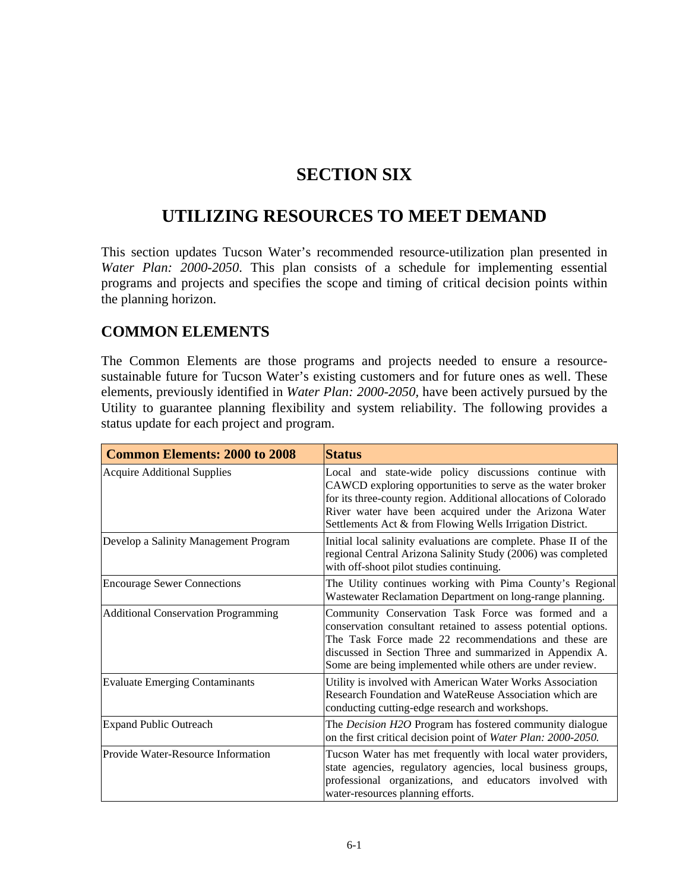# SECTION SIX

# UTILIZING RESOURCES TO MEET DEMAND

This section updates Tucson Water's recommended resource-utilization plan presented in *Water Plan: 2000-2050*. This plan consists of a schedule for implementing essential programs and projects and specifies the scope and timing of critical decision points within the planning horizon.

## COMMON ELEMENTS

The Common Elements are those programs and projects needed to ensure a resource-sustainable future for Tucson Water's existing customers and for future ones as well. These elements, previously identified in *Water Plan: 2000-2050*, have been actively pursued by the Utility to guarantee planning flexibility and system reliability. The following provides a status update for each project and program.

| Common Elements: 2000 to 2008 | Status |
|---|---|
| Acquire Additional Supplies | Local and state-wide policy discussions continue with CAWCD exploring opportunities to serve as the water broker for its three-county region. Additional allocations of Colorado River water have been acquired under the Arizona Water Settlements Act & from Flowing Wells Irrigation District. |
| Develop a Salinity Management Program | Initial local salinity evaluations are complete. Phase II of the regional Central Arizona Salinity Study (2006) was completed with off-shoot pilot studies continuing. |
| Encourage Sewer Connections | The Utility continues working with Pima County's Regional Wastewater Reclamation Department on long-range planning. |
| Additional Conservation Programming | Community Conservation Task Force was formed and a conservation consultant retained to assess potential options. The Task Force made 22 recommendations and these are discussed in Section Three and summarized in Appendix A. Some are being implemented while others are under review. |
| Evaluate Emerging Contaminants | Utility is involved with American Water Works Association Research Foundation and WateReuse Association which are conducting cutting-edge research and workshops. |
| Expand Public Outreach | The *Decision H2O* Program has fostered community dialogue on the first critical decision point of *Water Plan: 2000-2050.* |
| Provide Water-Resource Information | Tucson Water has met frequently with local water providers, state agencies, regulatory agencies, local business groups, professional organizations, and educators involved with water-resources planning efforts. |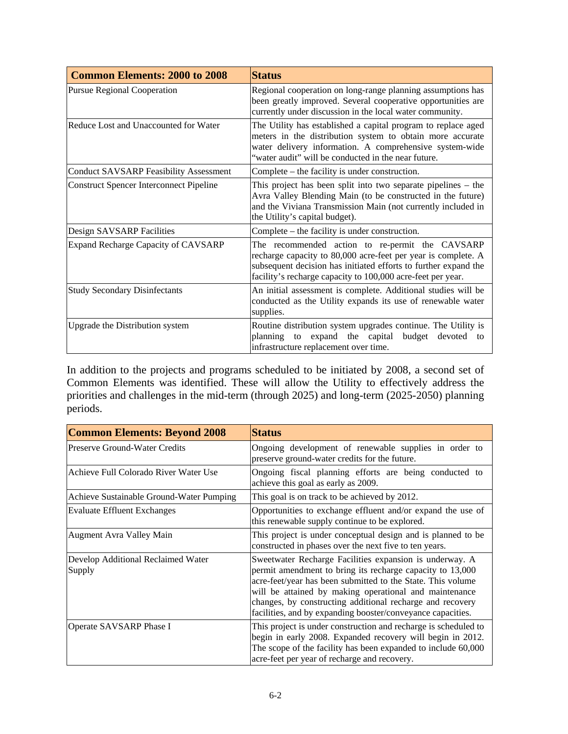| Common Elements: 2000 to 2008 | Status |
|---|---|
| Pursue Regional Cooperation | Regional cooperation on long-range planning assumptions has been greatly improved. Several cooperative opportunities are currently under discussion in the local water community. |
| Reduce Lost and Unaccounted for Water | The Utility has established a capital program to replace aged meters in the distribution system to obtain more accurate water delivery information. A comprehensive system-wide "water audit" will be conducted in the near future. |
| Conduct SAVSARP Feasibility Assessment | Complete – the facility is under construction. |
| Construct Spencer Interconnect Pipeline | This project has been split into two separate pipelines – the Avra Valley Blending Main (to be constructed in the future) and the Viviana Transmission Main (not currently included in the Utility's capital budget). |
| Design SAVSARP Facilities | Complete – the facility is under construction. |
| Expand Recharge Capacity of CAVSARP | The recommended action to re-permit the CAVSARP recharge capacity to 80,000 acre-feet per year is complete. A subsequent decision has initiated efforts to further expand the facility's recharge capacity to 100,000 acre-feet per year. |
| Study Secondary Disinfectants | An initial assessment is complete. Additional studies will be conducted as the Utility expands its use of renewable water supplies. |
| Upgrade the Distribution system | Routine distribution system upgrades continue. The Utility is planning to expand the capital budget devoted to infrastructure replacement over time. |

In addition to the projects and programs scheduled to be initiated by 2008, a second set of Common Elements was identified. These will allow the Utility to effectively address the priorities and challenges in the mid-term (through 2025) and long-term (2025-2050) planning periods.

| Common Elements: Beyond 2008 | Status |
|---|---|
| Preserve Ground-Water Credits | Ongoing development of renewable supplies in order to preserve ground-water credits for the future. |
| Achieve Full Colorado River Water Use | Ongoing fiscal planning efforts are being conducted to achieve this goal as early as 2009. |
| Achieve Sustainable Ground-Water Pumping | This goal is on track to be achieved by 2012. |
| Evaluate Effluent Exchanges | Opportunities to exchange effluent and/or expand the use of this renewable supply continue to be explored. |
| Augment Avra Valley Main | This project is under conceptual design and is planned to be constructed in phases over the next five to ten years. |
| Develop Additional Reclaimed Water Supply | Sweetwater Recharge Facilities expansion is underway. A permit amendment to bring its recharge capacity to 13,000 acre-feet/year has been submitted to the State. This volume will be attained by making operational and maintenance changes, by constructing additional recharge and recovery facilities, and by expanding booster/conveyance capacities. |
| Operate SAVSARP Phase I | This project is under construction and recharge is scheduled to begin in early 2008. Expanded recovery will begin in 2012. The scope of the facility has been expanded to include 60,000 acre-feet per year of recharge and recovery. |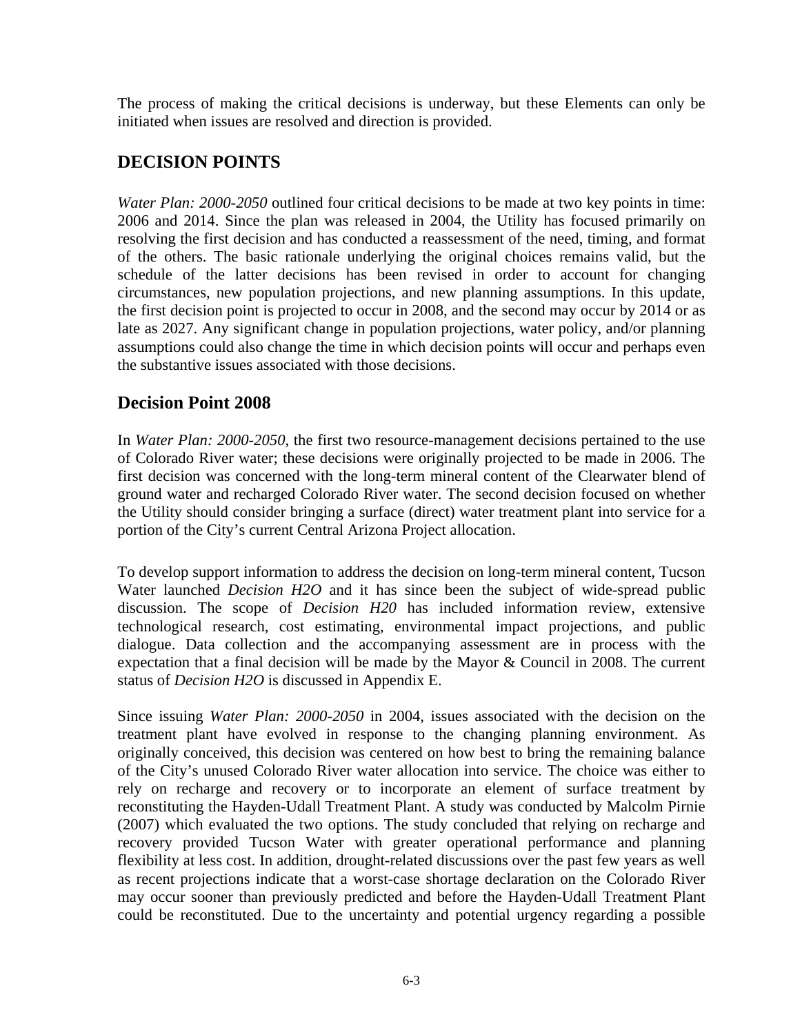The process of making the critical decisions is underway, but these Elements can only be initiated when issues are resolved and direction is provided.

## DECISION POINTS

*Water Plan: 2000-2050* outlined four critical decisions to be made at two key points in time: 2006 and 2014. Since the plan was released in 2004, the Utility has focused primarily on resolving the first decision and has conducted a reassessment of the need, timing, and format of the others. The basic rationale underlying the original choices remains valid, but the schedule of the latter decisions has been revised in order to account for changing circumstances, new population projections, and new planning assumptions. In this update, the first decision point is projected to occur in 2008, and the second may occur by 2014 or as late as 2027. Any significant change in population projections, water policy, and/or planning assumptions could also change the time in which decision points will occur and perhaps even the substantive issues associated with those decisions.

### Decision Point 2008

In *Water Plan: 2000-2050*, the first two resource-management decisions pertained to the use of Colorado River water; these decisions were originally projected to be made in 2006. The first decision was concerned with the long-term mineral content of the Clearwater blend of ground water and recharged Colorado River water. The second decision focused on whether the Utility should consider bringing a surface (direct) water treatment plant into service for a portion of the City's current Central Arizona Project allocation.

To develop support information to address the decision on long-term mineral content, Tucson Water launched *Decision H2O* and it has since been the subject of wide-spread public discussion. The scope of *Decision H20* has included information review, extensive technological research, cost estimating, environmental impact projections, and public dialogue. Data collection and the accompanying assessment are in process with the expectation that a final decision will be made by the Mayor & Council in 2008. The current status of *Decision H2O* is discussed in Appendix E.

Since issuing *Water Plan: 2000-2050* in 2004, issues associated with the decision on the treatment plant have evolved in response to the changing planning environment. As originally conceived, this decision was centered on how best to bring the remaining balance of the City's unused Colorado River water allocation into service. The choice was either to rely on recharge and recovery or to incorporate an element of surface treatment by reconstituting the Hayden-Udall Treatment Plant. A study was conducted by Malcolm Pirnie (2007) which evaluated the two options. The study concluded that relying on recharge and recovery provided Tucson Water with greater operational performance and planning flexibility at less cost. In addition, drought-related discussions over the past few years as well as recent projections indicate that a worst-case shortage declaration on the Colorado River may occur sooner than previously predicted and before the Hayden-Udall Treatment Plant could be reconstituted. Due to the uncertainty and potential urgency regarding a possible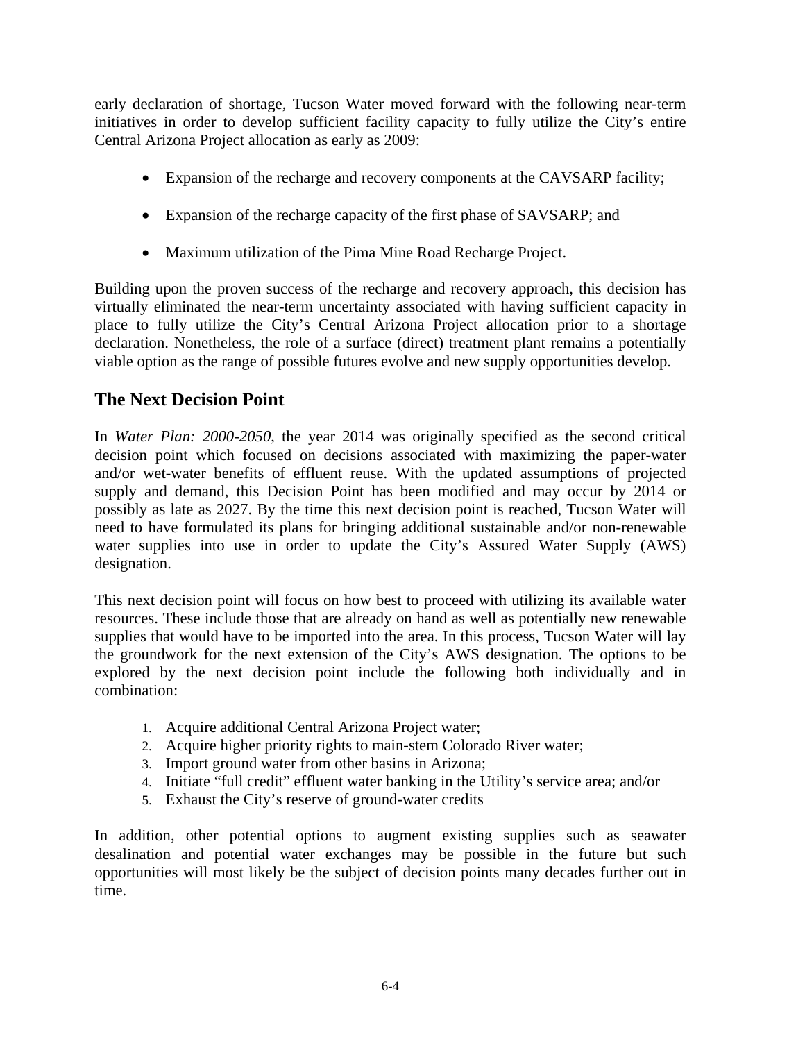early declaration of shortage, Tucson Water moved forward with the following near-term initiatives in order to develop sufficient facility capacity to fully utilize the City's entire Central Arizona Project allocation as early as 2009:

- Expansion of the recharge and recovery components at the CAVSARP facility;
- Expansion of the recharge capacity of the first phase of SAVSARP; and
- Maximum utilization of the Pima Mine Road Recharge Project.

Building upon the proven success of the recharge and recovery approach, this decision has virtually eliminated the near-term uncertainty associated with having sufficient capacity in place to fully utilize the City's Central Arizona Project allocation prior to a shortage declaration. Nonetheless, the role of a surface (direct) treatment plant remains a potentially viable option as the range of possible futures evolve and new supply opportunities develop.

## The Next Decision Point

In *Water Plan: 2000-2050*, the year 2014 was originally specified as the second critical decision point which focused on decisions associated with maximizing the paper-water and/or wet-water benefits of effluent reuse. With the updated assumptions of projected supply and demand, this Decision Point has been modified and may occur by 2014 or possibly as late as 2027. By the time this next decision point is reached, Tucson Water will need to have formulated its plans for bringing additional sustainable and/or non-renewable water supplies into use in order to update the City's Assured Water Supply (AWS) designation.

This next decision point will focus on how best to proceed with utilizing its available water resources. These include those that are already on hand as well as potentially new renewable supplies that would have to be imported into the area. In this process, Tucson Water will lay the groundwork for the next extension of the City's AWS designation. The options to be explored by the next decision point include the following both individually and in combination:

1. Acquire additional Central Arizona Project water;
2. Acquire higher priority rights to main-stem Colorado River water;
3. Import ground water from other basins in Arizona;
4. Initiate "full credit" effluent water banking in the Utility's service area; and/or
5. Exhaust the City's reserve of ground-water credits

In addition, other potential options to augment existing supplies such as seawater desalination and potential water exchanges may be possible in the future but such opportunities will most likely be the subject of decision points many decades further out in time.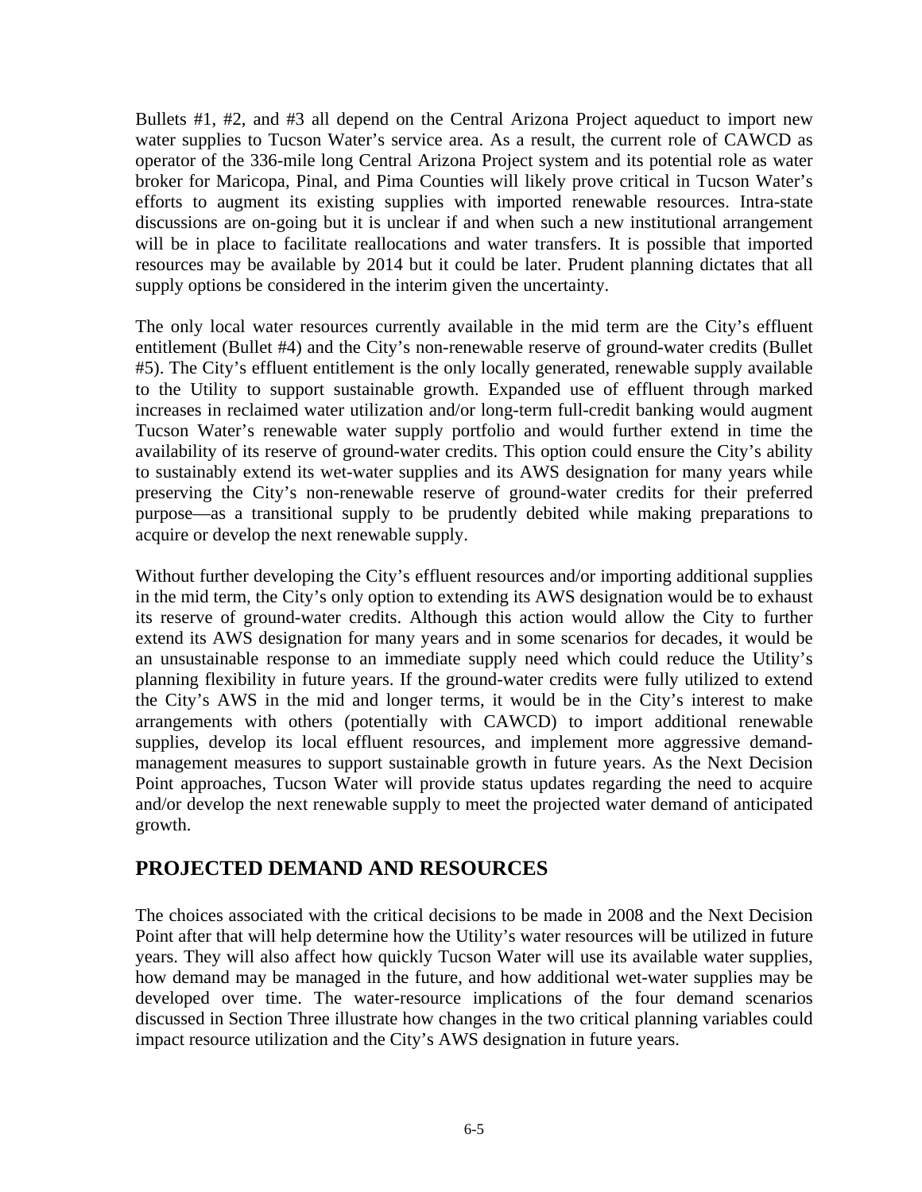Bullets #1, #2, and #3 all depend on the Central Arizona Project aqueduct to import new water supplies to Tucson Water's service area. As a result, the current role of CAWCD as operator of the 336-mile long Central Arizona Project system and its potential role as water broker for Maricopa, Pinal, and Pima Counties will likely prove critical in Tucson Water's efforts to augment its existing supplies with imported renewable resources. Intra-state discussions are on-going but it is unclear if and when such a new institutional arrangement will be in place to facilitate reallocations and water transfers. It is possible that imported resources may be available by 2014 but it could be later. Prudent planning dictates that all supply options be considered in the interim given the uncertainty.

The only local water resources currently available in the mid term are the City's effluent entitlement (Bullet #4) and the City's non-renewable reserve of ground-water credits (Bullet #5). The City's effluent entitlement is the only locally generated, renewable supply available to the Utility to support sustainable growth. Expanded use of effluent through marked increases in reclaimed water utilization and/or long-term full-credit banking would augment Tucson Water's renewable water supply portfolio and would further extend in time the availability of its reserve of ground-water credits. This option could ensure the City's ability to sustainably extend its wet-water supplies and its AWS designation for many years while preserving the City's non-renewable reserve of ground-water credits for their preferred purpose—as a transitional supply to be prudently debited while making preparations to acquire or develop the next renewable supply.

Without further developing the City's effluent resources and/or importing additional supplies in the mid term, the City's only option to extending its AWS designation would be to exhaust its reserve of ground-water credits. Although this action would allow the City to further extend its AWS designation for many years and in some scenarios for decades, it would be an unsustainable response to an immediate supply need which could reduce the Utility's planning flexibility in future years. If the ground-water credits were fully utilized to extend the City's AWS in the mid and longer terms, it would be in the City's interest to make arrangements with others (potentially with CAWCD) to import additional renewable supplies, develop its local effluent resources, and implement more aggressive demand-management measures to support sustainable growth in future years. As the Next Decision Point approaches, Tucson Water will provide status updates regarding the need to acquire and/or develop the next renewable supply to meet the projected water demand of anticipated growth.

## PROJECTED DEMAND AND RESOURCES

The choices associated with the critical decisions to be made in 2008 and the Next Decision Point after that will help determine how the Utility's water resources will be utilized in future years. They will also affect how quickly Tucson Water will use its available water supplies, how demand may be managed in the future, and how additional wet-water supplies may be developed over time. The water-resource implications of the four demand scenarios discussed in Section Three illustrate how changes in the two critical planning variables could impact resource utilization and the City's AWS designation in future years.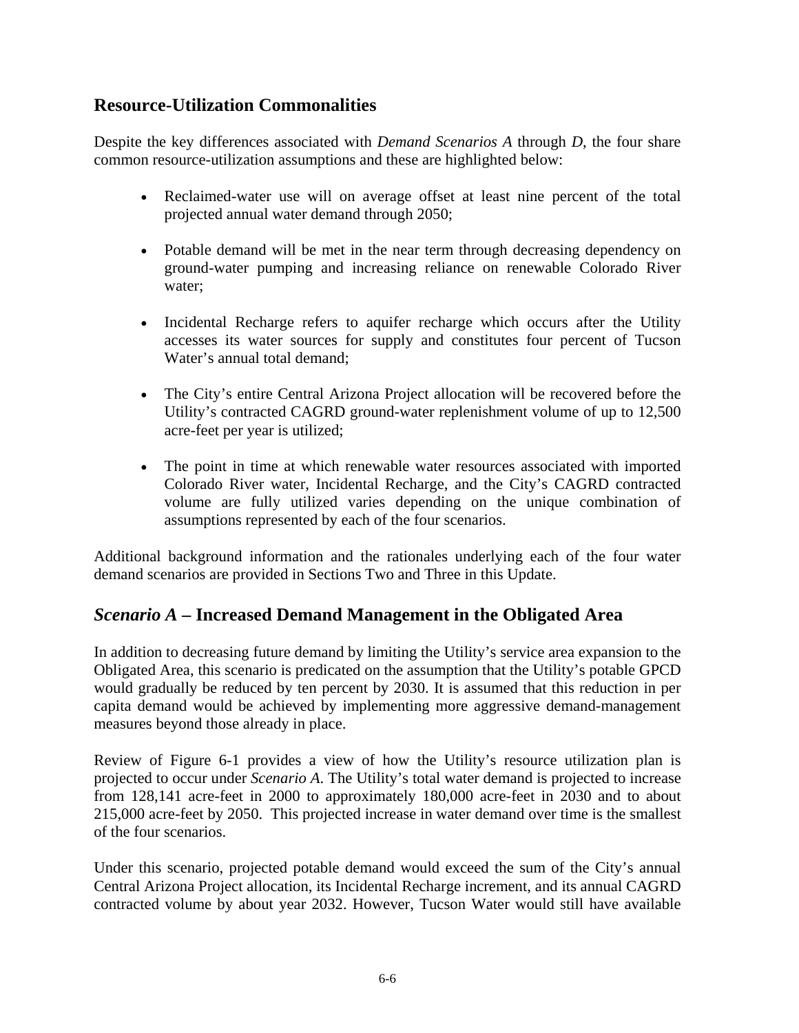## Resource-Utilization Commonalities

Despite the key differences associated with *Demand Scenarios A* through *D*, the four share common resource-utilization assumptions and these are highlighted below:

- Reclaimed-water use will on average offset at least nine percent of the total projected annual water demand through 2050;
- Potable demand will be met in the near term through decreasing dependency on ground-water pumping and increasing reliance on renewable Colorado River water;
- Incidental Recharge refers to aquifer recharge which occurs after the Utility accesses its water sources for supply and constitutes four percent of Tucson Water's annual total demand;
- The City's entire Central Arizona Project allocation will be recovered before the Utility's contracted CAGRD ground-water replenishment volume of up to 12,500 acre-feet per year is utilized;
- The point in time at which renewable water resources associated with imported Colorado River water, Incidental Recharge, and the City's CAGRD contracted volume are fully utilized varies depending on the unique combination of assumptions represented by each of the four scenarios.

Additional background information and the rationales underlying each of the four water demand scenarios are provided in Sections Two and Three in this Update.

## *Scenario A* – Increased Demand Management in the Obligated Area

In addition to decreasing future demand by limiting the Utility's service area expansion to the Obligated Area, this scenario is predicated on the assumption that the Utility's potable GPCD would gradually be reduced by ten percent by 2030. It is assumed that this reduction in per capita demand would be achieved by implementing more aggressive demand-management measures beyond those already in place.

Review of Figure 6-1 provides a view of how the Utility's resource utilization plan is projected to occur under *Scenario A*. The Utility's total water demand is projected to increase from 128,141 acre-feet in 2000 to approximately 180,000 acre-feet in 2030 and to about 215,000 acre-feet by 2050. This projected increase in water demand over time is the smallest of the four scenarios.

Under this scenario, projected potable demand would exceed the sum of the City's annual Central Arizona Project allocation, its Incidental Recharge increment, and its annual CAGRD contracted volume by about year 2032. However, Tucson Water would still have available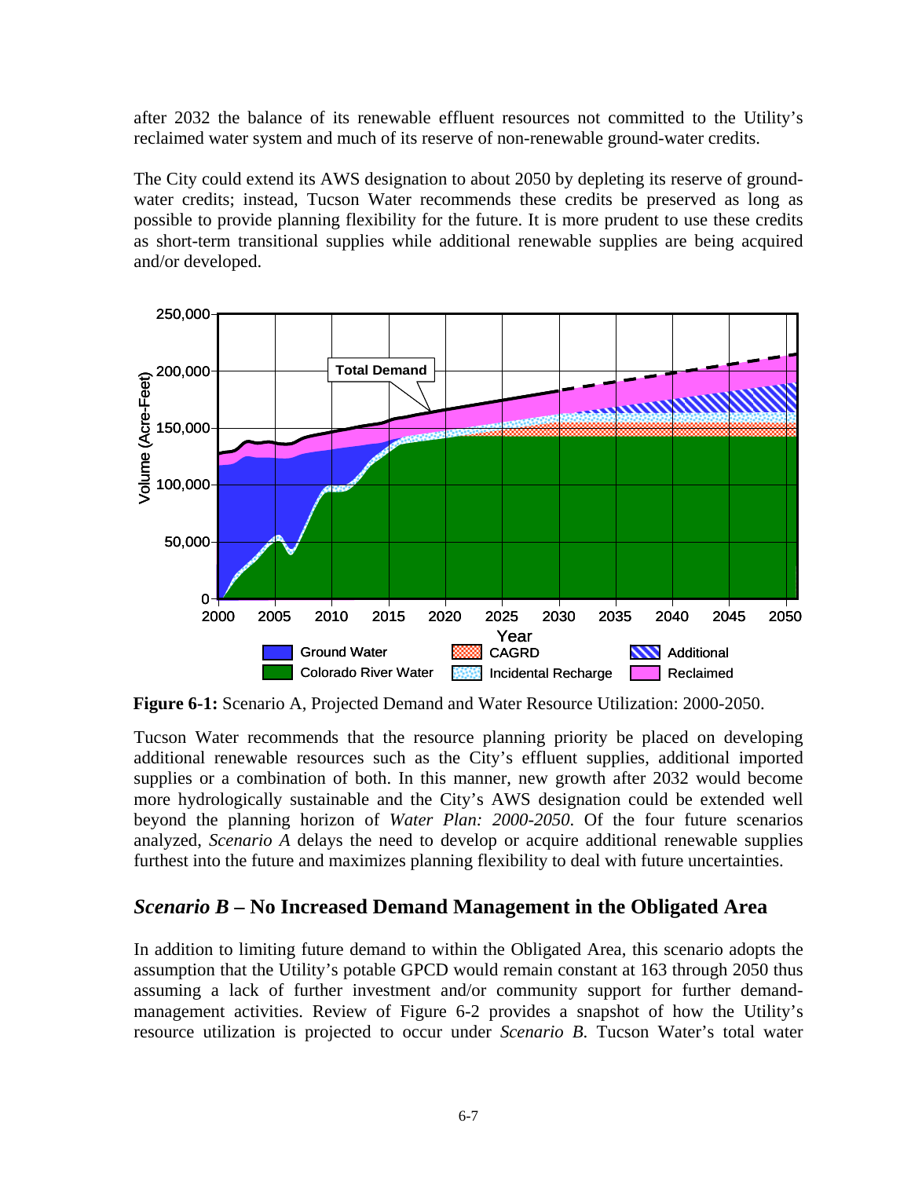after 2032 the balance of its renewable effluent resources not committed to the Utility's reclaimed water system and much of its reserve of non-renewable ground-water credits.

The City could extend its AWS designation to about 2050 by depleting its reserve of ground-water credits; instead, Tucson Water recommends these credits be preserved as long as possible to provide planning flexibility for the future. It is more prudent to use these credits as short-term transitional supplies while additional renewable supplies are being acquired and/or developed.

**Figure 6-1:** Scenario A, Projected Demand and Water Resource Utilization: 2000-2050.

Tucson Water recommends that the resource planning priority be placed on developing additional renewable resources such as the City's effluent supplies, additional imported supplies or a combination of both. In this manner, new growth after 2032 would become more hydrologically sustainable and the City's AWS designation could be extended well beyond the planning horizon of *Water Plan: 2000-2050*. Of the four future scenarios analyzed, *Scenario A* delays the need to develop or acquire additional renewable supplies furthest into the future and maximizes planning flexibility to deal with future uncertainties.

## *Scenario B* – No Increased Demand Management in the Obligated Area

In addition to limiting future demand to within the Obligated Area, this scenario adopts the assumption that the Utility's potable GPCD would remain constant at 163 through 2050 thus assuming a lack of further investment and/or community support for further demand-management activities. Review of Figure 6-2 provides a snapshot of how the Utility's resource utilization is projected to occur under *Scenario B*. Tucson Water's total water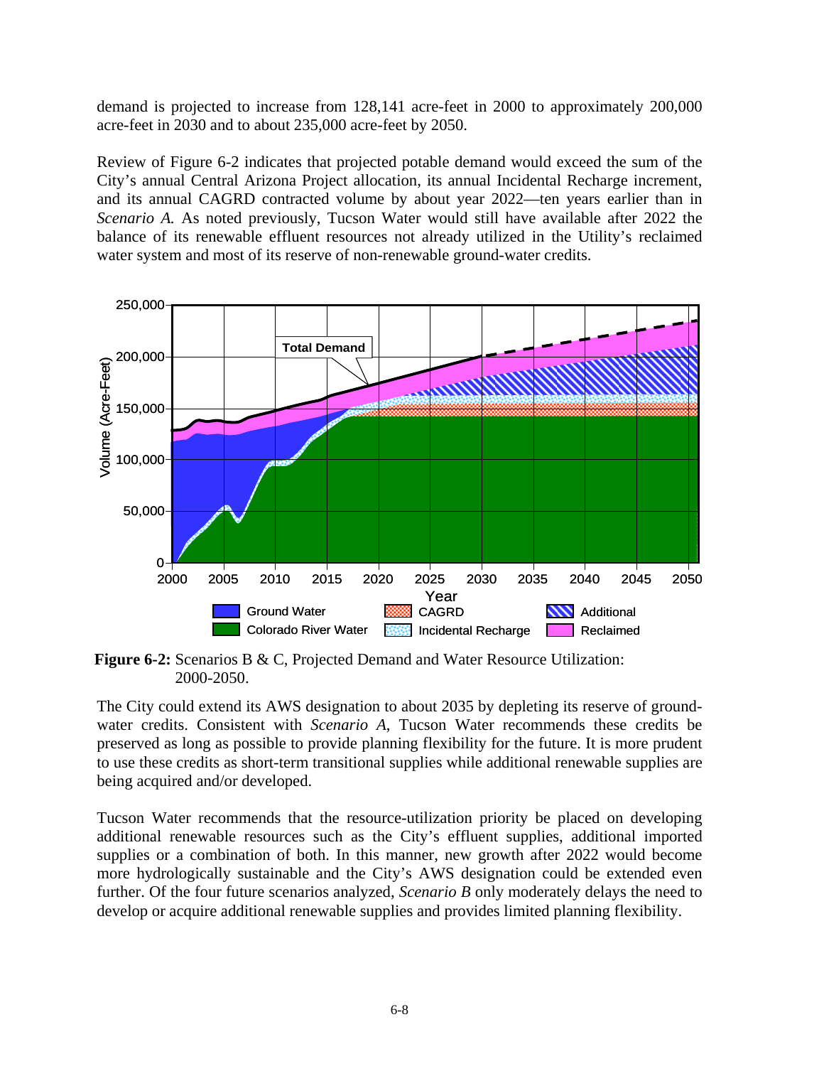demand is projected to increase from 128,141 acre-feet in 2000 to approximately 200,000 acre-feet in 2030 and to about 235,000 acre-feet by 2050.

Review of Figure 6-2 indicates that projected potable demand would exceed the sum of the City's annual Central Arizona Project allocation, its annual Incidental Recharge increment, and its annual CAGRD contracted volume by about year 2022—ten years earlier than in *Scenario A.* As noted previously, Tucson Water would still have available after 2022 the balance of its renewable effluent resources not already utilized in the Utility's reclaimed water system and most of its reserve of non-renewable ground-water credits.

**Figure 6-2:** Scenarios B & C, Projected Demand and Water Resource Utilization: 2000-2050.

The City could extend its AWS designation to about 2035 by depleting its reserve of ground-water credits. Consistent with *Scenario A*, Tucson Water recommends these credits be preserved as long as possible to provide planning flexibility for the future. It is more prudent to use these credits as short-term transitional supplies while additional renewable supplies are being acquired and/or developed.

Tucson Water recommends that the resource-utilization priority be placed on developing additional renewable resources such as the City's effluent supplies, additional imported supplies or a combination of both. In this manner, new growth after 2022 would become more hydrologically sustainable and the City's AWS designation could be extended even further. Of the four future scenarios analyzed, *Scenario B* only moderately delays the need to develop or acquire additional renewable supplies and provides limited planning flexibility.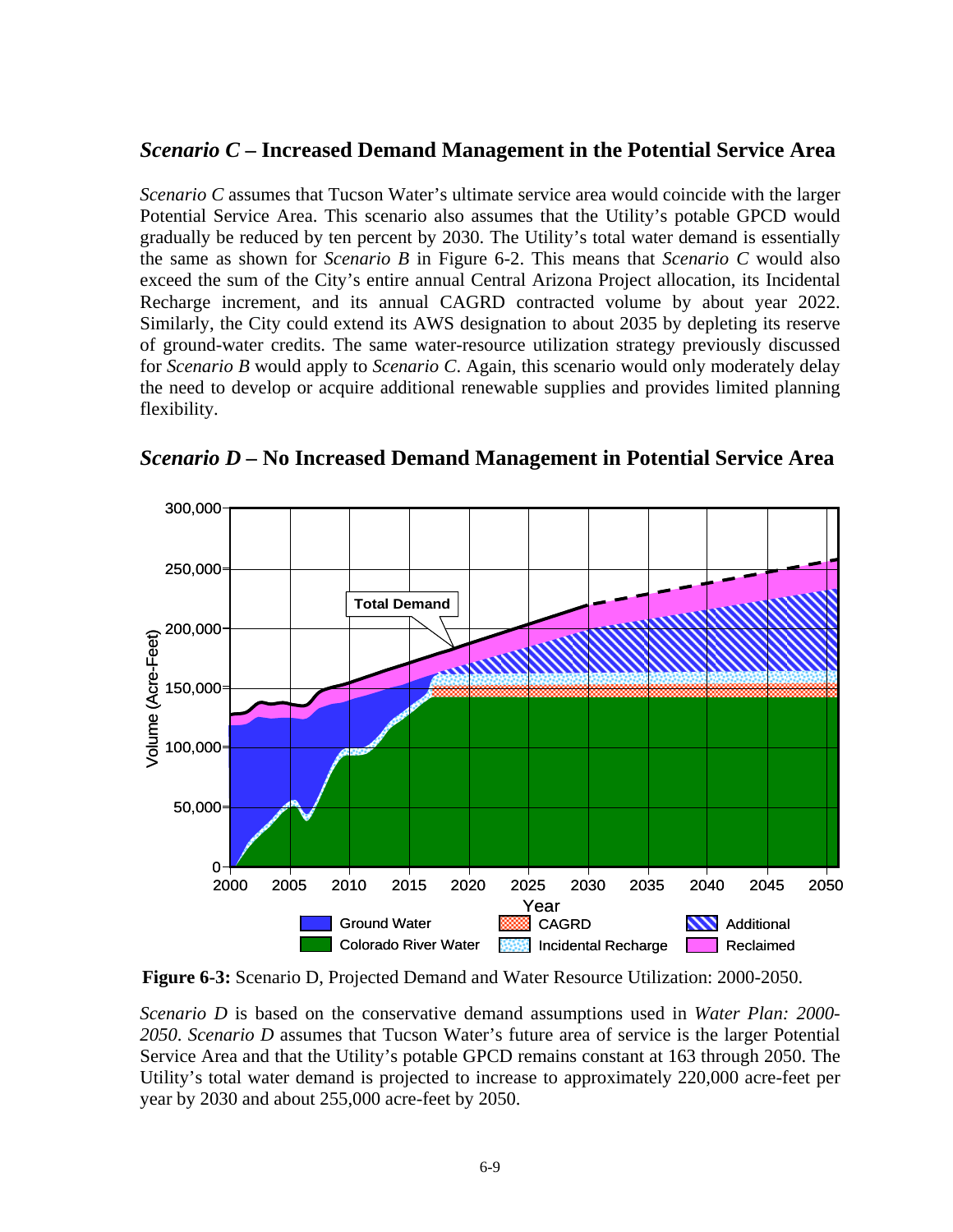## *Scenario C* – Increased Demand Management in the Potential Service Area

*Scenario C* assumes that Tucson Water's ultimate service area would coincide with the larger Potential Service Area. This scenario also assumes that the Utility's potable GPCD would gradually be reduced by ten percent by 2030. The Utility's total water demand is essentially the same as shown for *Scenario B* in Figure 6-2. This means that *Scenario C* would also exceed the sum of the City's entire annual Central Arizona Project allocation, its Incidental Recharge increment, and its annual CAGRD contracted volume by about year 2022. Similarly, the City could extend its AWS designation to about 2035 by depleting its reserve of ground-water credits. The same water-resource utilization strategy previously discussed for *Scenario B* would apply to *Scenario C*. Again, this scenario would only moderately delay the need to develop or acquire additional renewable supplies and provides limited planning flexibility.

## *Scenario D* – No Increased Demand Management in Potential Service Area

**Figure 6-3:** Scenario D, Projected Demand and Water Resource Utilization: 2000-2050.

*Scenario D* is based on the conservative demand assumptions used in *Water Plan: 2000-2050*. *Scenario D* assumes that Tucson Water's future area of service is the larger Potential Service Area and that the Utility's potable GPCD remains constant at 163 through 2050. The Utility's total water demand is projected to increase to approximately 220,000 acre-feet per year by 2030 and about 255,000 acre-feet by 2050.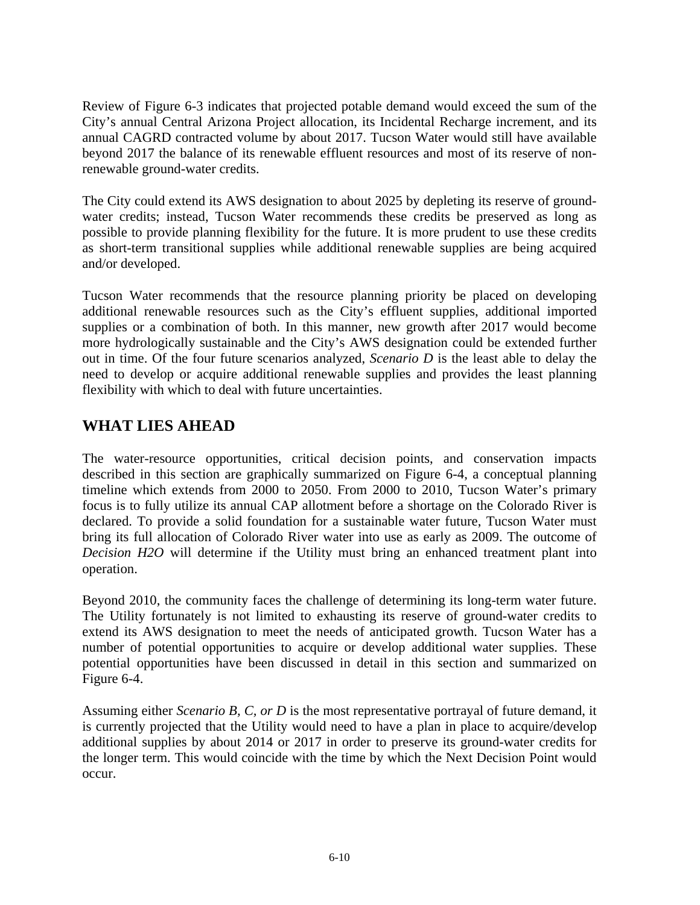Review of Figure 6-3 indicates that projected potable demand would exceed the sum of the City's annual Central Arizona Project allocation, its Incidental Recharge increment, and its annual CAGRD contracted volume by about 2017. Tucson Water would still have available beyond 2017 the balance of its renewable effluent resources and most of its reserve of non-renewable ground-water credits.

The City could extend its AWS designation to about 2025 by depleting its reserve of ground-water credits; instead, Tucson Water recommends these credits be preserved as long as possible to provide planning flexibility for the future. It is more prudent to use these credits as short-term transitional supplies while additional renewable supplies are being acquired and/or developed.

Tucson Water recommends that the resource planning priority be placed on developing additional renewable resources such as the City's effluent supplies, additional imported supplies or a combination of both. In this manner, new growth after 2017 would become more hydrologically sustainable and the City's AWS designation could be extended further out in time. Of the four future scenarios analyzed, *Scenario D* is the least able to delay the need to develop or acquire additional renewable supplies and provides the least planning flexibility with which to deal with future uncertainties.

## WHAT LIES AHEAD

The water-resource opportunities, critical decision points, and conservation impacts described in this section are graphically summarized on Figure 6-4, a conceptual planning timeline which extends from 2000 to 2050. From 2000 to 2010, Tucson Water's primary focus is to fully utilize its annual CAP allotment before a shortage on the Colorado River is declared. To provide a solid foundation for a sustainable water future, Tucson Water must bring its full allocation of Colorado River water into use as early as 2009. The outcome of *Decision H2O* will determine if the Utility must bring an enhanced treatment plant into operation.

Beyond 2010, the community faces the challenge of determining its long-term water future. The Utility fortunately is not limited to exhausting its reserve of ground-water credits to extend its AWS designation to meet the needs of anticipated growth. Tucson Water has a number of potential opportunities to acquire or develop additional water supplies. These potential opportunities have been discussed in detail in this section and summarized on Figure 6-4.

Assuming either *Scenario B, C, or D* is the most representative portrayal of future demand, it is currently projected that the Utility would need to have a plan in place to acquire/develop additional supplies by about 2014 or 2017 in order to preserve its ground-water credits for the longer term. This would coincide with the time by which the Next Decision Point would occur.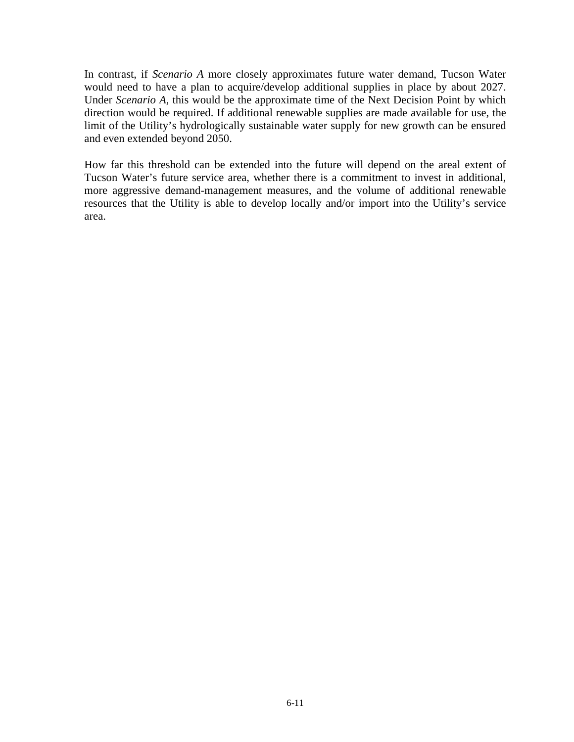In contrast, if *Scenario A* more closely approximates future water demand, Tucson Water would need to have a plan to acquire/develop additional supplies in place by about 2027. Under *Scenario A*, this would be the approximate time of the Next Decision Point by which direction would be required. If additional renewable supplies are made available for use, the limit of the Utility's hydrologically sustainable water supply for new growth can be ensured and even extended beyond 2050.

How far this threshold can be extended into the future will depend on the areal extent of Tucson Water's future service area, whether there is a commitment to invest in additional, more aggressive demand-management measures, and the volume of additional renewable resources that the Utility is able to develop locally and/or import into the Utility's service area.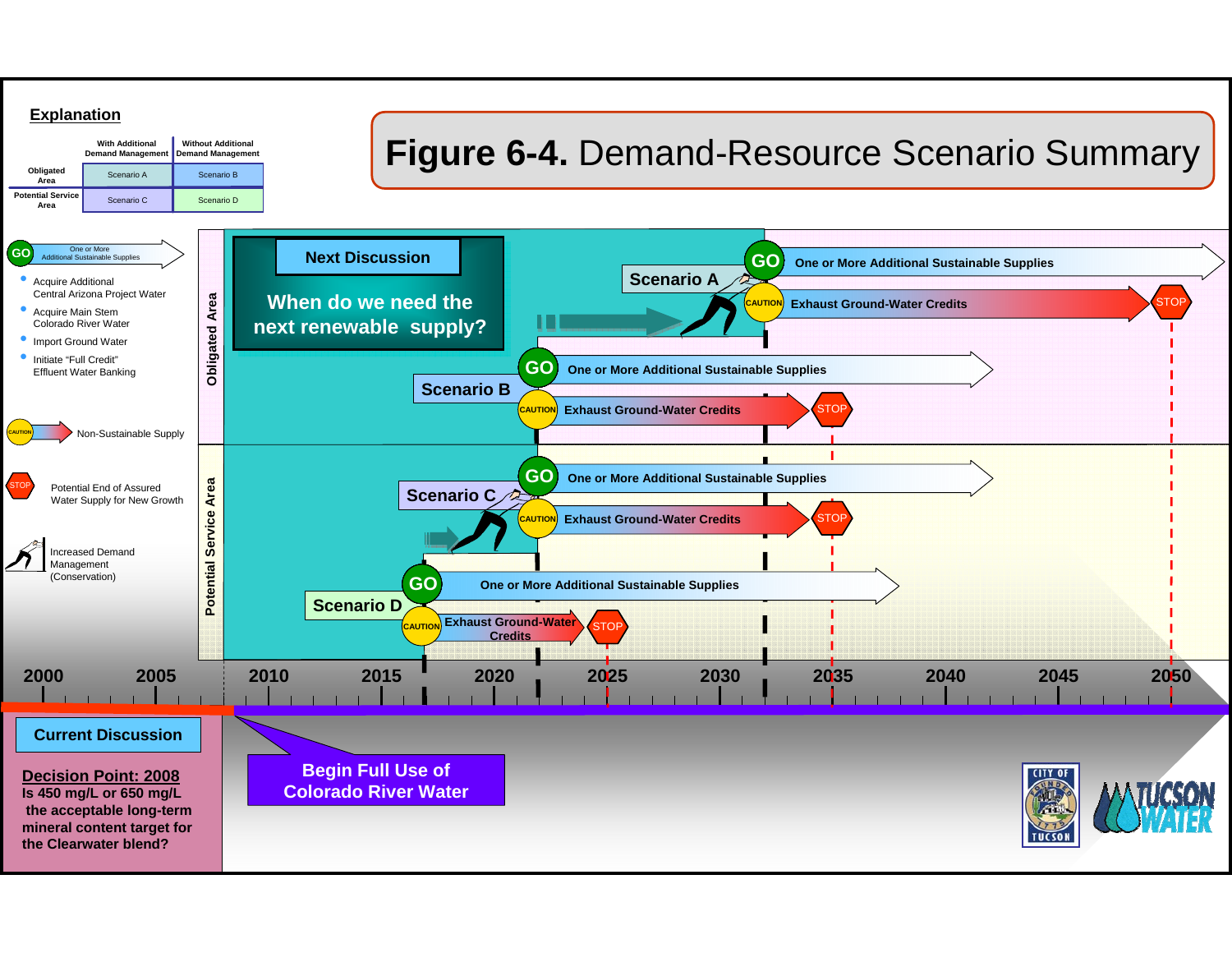# Figure 6-4. Demand-Resource Scenario Summary

## Explanation

| | With Additional Demand Management | Without Additional Demand Management |
|---|---|---|
| Obligated Area | Scenario A | Scenario B |
| Potential Service Area | Scenario C | Scenario D |

GO — One or More Additional Sustainable Supplies

- Acquire Additional Central Arizona Project Water
- Acquire Main Stem Colorado River Water
- Import Ground Water
- Initiate "Full Credit" Effluent Water Banking

CAUTION — Non-Sustainable Supply

STOP — Potential End of Assured Water Supply for New Growth

Increased Demand Management (Conservation)

**Next Discussion**

**When do we need the next renewable supply?**

Obligated Area

Scenario A — GO: One or More Additional Sustainable Supplies; CAUTION: Exhaust Ground-Water Credits; STOP

Scenario B — GO: One or More Additional Sustainable Supplies; CAUTION: Exhaust Ground-Water Credits; STOP

Potential Service Area

Scenario C — GO: One or More Additional Sustainable Supplies; CAUTION: Exhaust Ground-Water Credits; STOP

Scenario D — GO: One or More Additional Sustainable Supplies; CAUTION: Exhaust Ground-Water Credits; STOP

2000 2005 2010 2015 2020 2025 2030 2035 2040 2045 2050

**Current Discussion**

**Decision Point: 2008**

**Is 450 mg/L or 650 mg/L the acceptable long-term mineral content target for the Clearwater blend?**

**Begin Full Use of Colorado River Water**

City of Tucson — Tucson Water